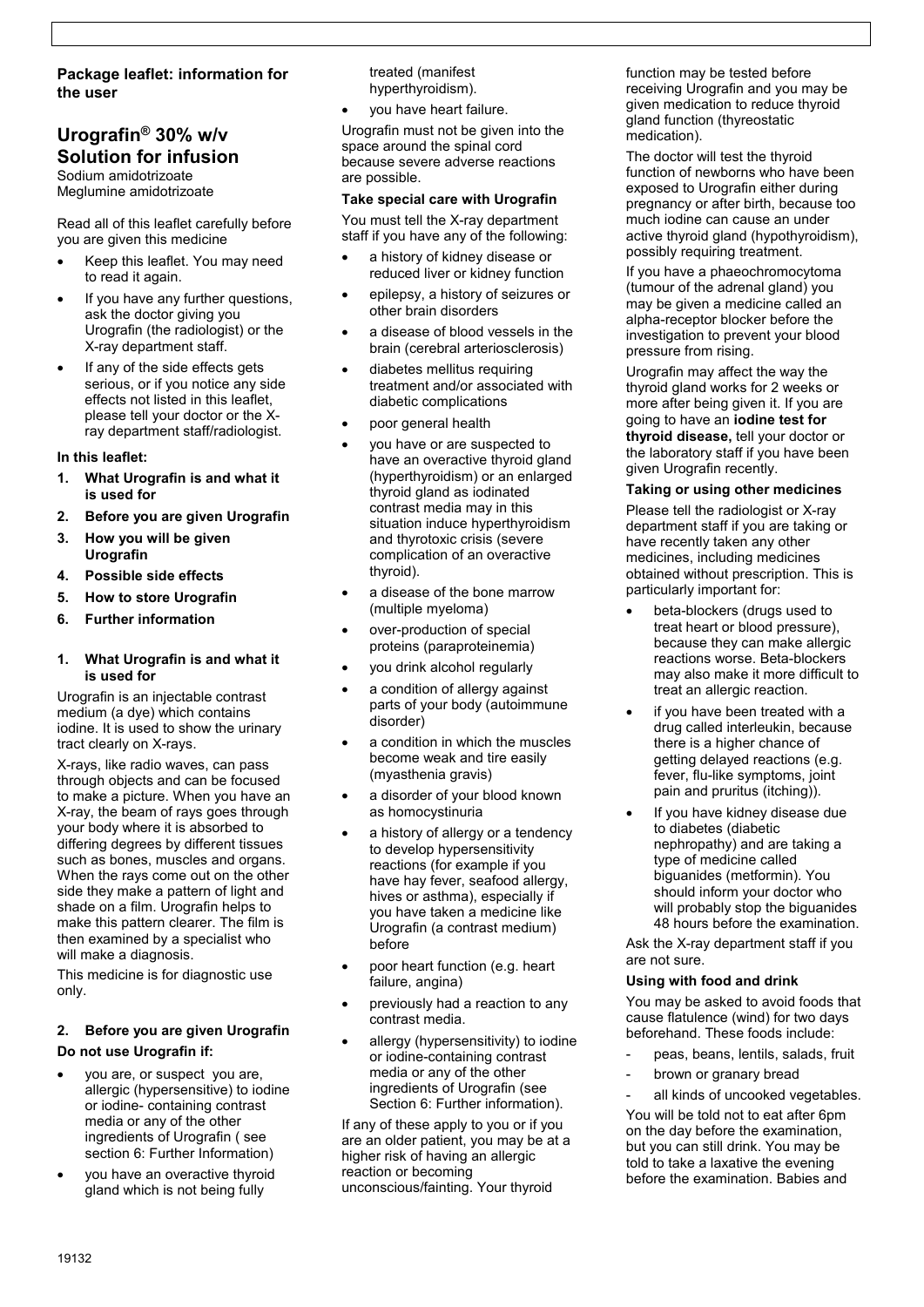**Package leaflet: information for the user**

# Urografin® 30% w/v Solution for infusion

Sodium amidotrizoate
Meglumine amidotrizoate

Read all of this leaflet carefully before you are given this medicine

- Keep this leaflet. You may need to read it again.
- If you have any further questions, ask the doctor giving you Urografin (the radiologist) or the X-ray department staff.
- If any of the side effects gets serious, or if you notice any side effects not listed in this leaflet, please tell your doctor or the X-ray department staff/radiologist.

**In this leaflet:**

1. **What Urografin is and what it is used for**
2. **Before you are given Urografin**
3. **How you will be given Urografin**
4. **Possible side effects**
5. **How to store Urografin**
6. **Further information**

## 1. What Urografin is and what it is used for

Urografin is an injectable contrast medium (a dye) which contains iodine. It is used to show the urinary tract clearly on X-rays.

X-rays, like radio waves, can pass through objects and can be focused to make a picture. When you have an X-ray, the beam of rays goes through your body where it is absorbed to differing degrees by different tissues such as bones, muscles and organs. When the rays come out on the other side they make a pattern of light and shade on a film. Urografin helps to make this pattern clearer. The film is then examined by a specialist who will make a diagnosis.

This medicine is for diagnostic use only.

## 2. Before you are given Urografin

**Do not use Urografin if:**

- you are, or suspect you are, allergic (hypersensitive) to iodine or iodine- containing contrast media or any of the other ingredients of Urografin ( see section 6: Further Information)
- you have an overactive thyroid gland which is not being fully treated (manifest hyperthyroidism).
- you have heart failure.

Urografin must not be given into the space around the spinal cord because severe adverse reactions are possible.

**Take special care with Urografin**

You must tell the X-ray department staff if you have any of the following:

- a history of kidney disease or reduced liver or kidney function
- epilepsy, a history of seizures or other brain disorders
- a disease of blood vessels in the brain (cerebral arteriosclerosis)
- diabetes mellitus requiring treatment and/or associated with diabetic complications
- poor general health
- you have or are suspected to have an overactive thyroid gland (hyperthyroidism) or an enlarged thyroid gland as iodinated contrast media may in this situation induce hyperthyroidism and thyrotoxic crisis (severe complication of an overactive thyroid).
- a disease of the bone marrow (multiple myeloma)
- over-production of special proteins (paraproteinemia)
- you drink alcohol regularly
- a condition of allergy against parts of your body (autoimmune disorder)
- a condition in which the muscles become weak and tire easily (myasthenia gravis)
- a disorder of your blood known as homocystinuria
- a history of allergy or a tendency to develop hypersensitivity reactions (for example if you have hay fever, seafood allergy, hives or asthma), especially if you have taken a medicine like Urografin (a contrast medium) before
- poor heart function (e.g. heart failure, angina)
- previously had a reaction to any contrast media.
- allergy (hypersensitivity) to iodine or iodine-containing contrast media or any of the other ingredients of Urografin (see Section 6: Further information).

If any of these apply to you or if you are an older patient, you may be at a higher risk of having an allergic reaction or becoming unconscious/fainting. Your thyroid function may be tested before receiving Urografin and you may be given medication to reduce thyroid gland function (thyreostatic medication).

The doctor will test the thyroid function of newborns who have been exposed to Urografin either during pregnancy or after birth, because too much iodine can cause an under active thyroid gland (hypothyroidism), possibly requiring treatment.

If you have a phaeochromocytoma (tumour of the adrenal gland) you may be given a medicine called an alpha-receptor blocker before the investigation to prevent your blood pressure from rising.

Urografin may affect the way the thyroid gland works for 2 weeks or more after being given it. If you are going to have an **iodine test for thyroid disease,** tell your doctor or the laboratory staff if you have been given Urografin recently.

**Taking or using other medicines**

Please tell the radiologist or X-ray department staff if you are taking or have recently taken any other medicines, including medicines obtained without prescription. This is particularly important for:

- beta-blockers (drugs used to treat heart or blood pressure), because they can make allergic reactions worse. Beta-blockers may also make it more difficult to treat an allergic reaction.
- if you have been treated with a drug called interleukin, because there is a higher chance of getting delayed reactions (e.g. fever, flu-like symptoms, joint pain and pruritus (itching)).
- If you have kidney disease due to diabetes (diabetic nephropathy) and are taking a type of medicine called biguanides (metformin). You should inform your doctor who will probably stop the biguanides 48 hours before the examination.

Ask the X-ray department staff if you are not sure.

**Using with food and drink**

You may be asked to avoid foods that cause flatulence (wind) for two days beforehand. These foods include:

- peas, beans, lentils, salads, fruit
- brown or granary bread
- all kinds of uncooked vegetables.

You will be told not to eat after 6pm on the day before the examination, but you can still drink. You may be told to take a laxative the evening before the examination. Babies and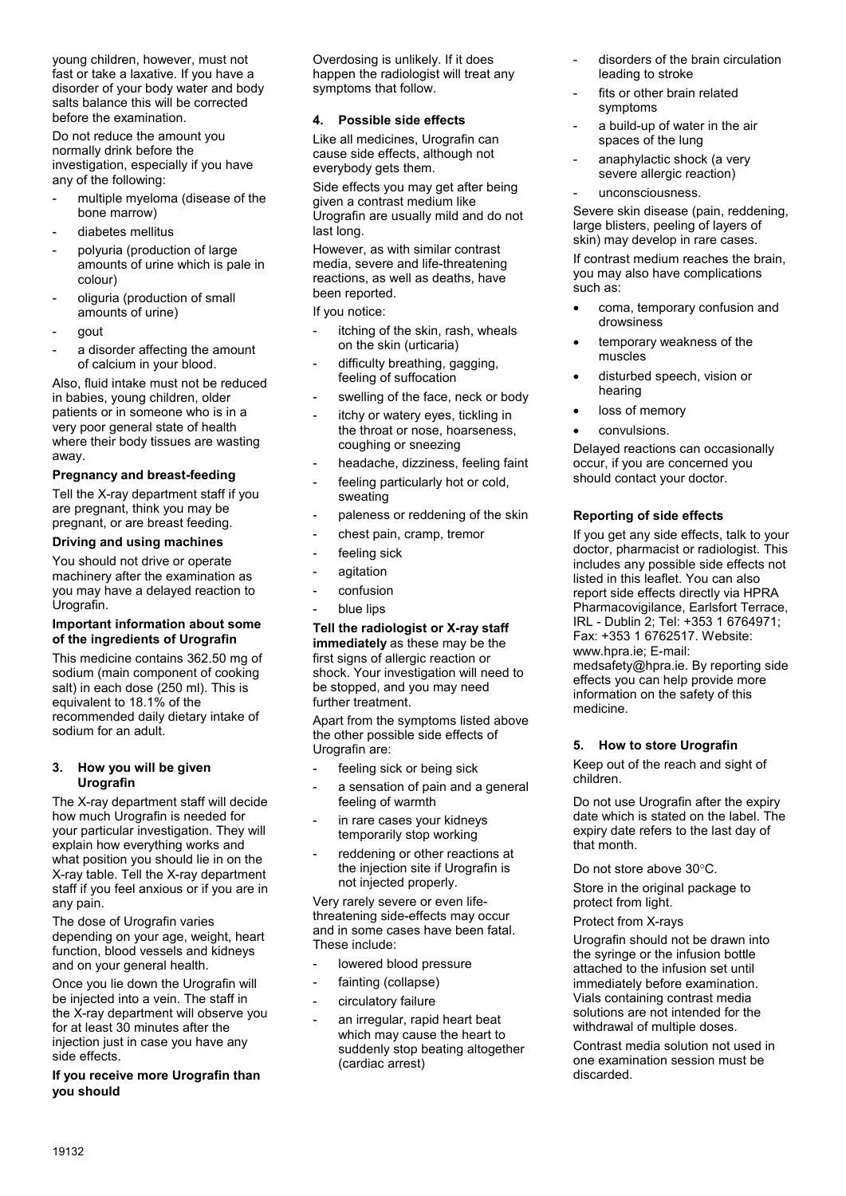young children, however, must not fast or take a laxative. If you have a disorder of your body water and body salts balance this will be corrected before the examination.

Do not reduce the amount you normally drink before the investigation, especially if you have any of the following:

- multiple myeloma (disease of the bone marrow)
- diabetes mellitus
- polyuria (production of large amounts of urine which is pale in colour)
- oliguria (production of small amounts of urine)
- gout
- a disorder affecting the amount of calcium in your blood.

Also, fluid intake must not be reduced in babies, young children, older patients or in someone who is in a very poor general state of health where their body tissues are wasting away.

**Pregnancy and breast-feeding**

Tell the X-ray department staff if you are pregnant, think you may be pregnant, or are breast feeding.

**Driving and using machines**

You should not drive or operate machinery after the examination as you may have a delayed reaction to Urografin.

**Important information about some of the ingredients of Urografin**

This medicine contains 362.50 mg of sodium (main component of cooking salt) in each dose (250 ml). This is equivalent to 18.1% of the recommended daily dietary intake of sodium for an adult.

## 3. How you will be given Urografin

The X-ray department staff will decide how much Urografin is needed for your particular investigation. They will explain how everything works and what position you should lie in on the X-ray table. Tell the X-ray department staff if you feel anxious or if you are in any pain.

The dose of Urografin varies depending on your age, weight, heart function, blood vessels and kidneys and on your general health.

Once you lie down the Urografin will be injected into a vein. The staff in the X-ray department will observe you for at least 30 minutes after the injection just in case you have any side effects.

**If you receive more Urografin than you should**

Overdosing is unlikely. If it does happen the radiologist will treat any symptoms that follow.

## 4. Possible side effects

Like all medicines, Urografin can cause side effects, although not everybody gets them.

Side effects you may get after being given a contrast medium like Urografin are usually mild and do not last long.

However, as with similar contrast media, severe and life-threatening reactions, as well as deaths, have been reported.

If you notice:

- itching of the skin, rash, wheals on the skin (urticaria)
- difficulty breathing, gagging, feeling of suffocation
- swelling of the face, neck or body
- itchy or watery eyes, tickling in the throat or nose, hoarseness, coughing or sneezing
- headache, dizziness, feeling faint
- feeling particularly hot or cold, sweating
- paleness or reddening of the skin
- chest pain, cramp, tremor
- feeling sick
- agitation
- confusion
- blue lips

**Tell the radiologist or X-ray staff immediately** as these may be the first signs of allergic reaction or shock. Your investigation will need to be stopped, and you may need further treatment.

Apart from the symptoms listed above the other possible side effects of Urografin are:

- feeling sick or being sick
- a sensation of pain and a general feeling of warmth
- in rare cases your kidneys temporarily stop working
- reddening or other reactions at the injection site if Urografin is not injected properly.

Very rarely severe or even life-threatening side-effects may occur and in some cases have been fatal. These include:

- lowered blood pressure
- fainting (collapse)
- circulatory failure
- an irregular, rapid heart beat which may cause the heart to suddenly stop beating altogether (cardiac arrest)
- disorders of the brain circulation leading to stroke
- fits or other brain related symptoms
- a build-up of water in the air spaces of the lung
- anaphylactic shock (a very severe allergic reaction)
- unconsciousness.

Severe skin disease (pain, reddening, large blisters, peeling of layers of skin) may develop in rare cases.

If contrast medium reaches the brain, you may also have complications such as:

- coma, temporary confusion and drowsiness
- temporary weakness of the muscles
- disturbed speech, vision or hearing
- loss of memory
- convulsions.

Delayed reactions can occasionally occur, if you are concerned you should contact your doctor.

**Reporting of side effects**

If you get any side effects, talk to your doctor, pharmacist or radiologist. This includes any possible side effects not listed in this leaflet. You can also report side effects directly via HPRA Pharmacovigilance, Earlsfort Terrace, IRL - Dublin 2; Tel: +353 1 6764971; Fax: +353 1 6762517. Website: www.hpra.ie; E-mail: medsafety@hpra.ie. By reporting side effects you can help provide more information on the safety of this medicine.

## 5. How to store Urografin

Keep out of the reach and sight of children.

Do not use Urografin after the expiry date which is stated on the label. The expiry date refers to the last day of that month.

Do not store above 30°C.

Store in the original package to protect from light.

Protect from X-rays

Urografin should not be drawn into the syringe or the infusion bottle attached to the infusion set until immediately before examination. Vials containing contrast media solutions are not intended for the withdrawal of multiple doses.

Contrast media solution not used in one examination session must be discarded.

19132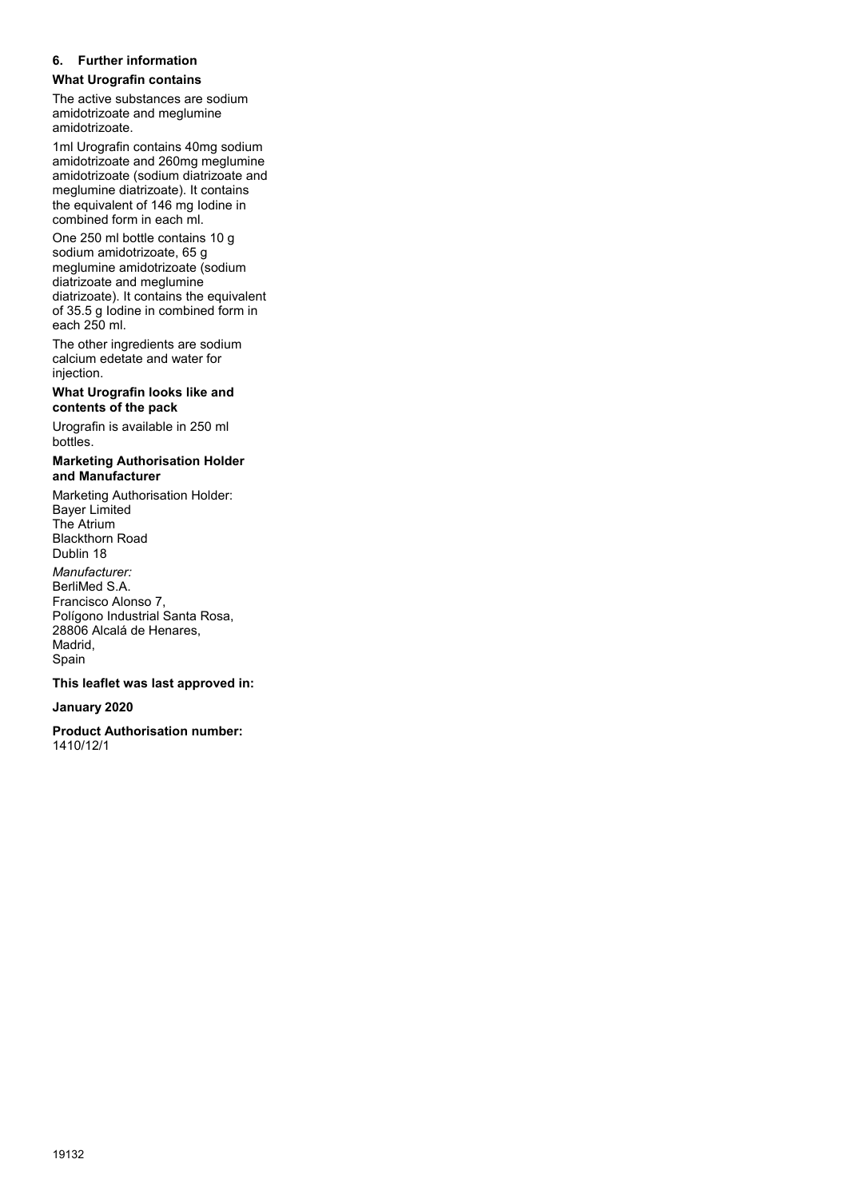## 6. Further information

### What Urografin contains

The active substances are sodium amidotrizoate and meglumine amidotrizoate.

1ml Urografin contains 40mg sodium amidotrizoate and 260mg meglumine amidotrizoate (sodium diatrizoate and meglumine diatrizoate). It contains the equivalent of 146 mg Iodine in combined form in each ml.

One 250 ml bottle contains 10 g sodium amidotrizoate, 65 g meglumine amidotrizoate (sodium diatrizoate and meglumine diatrizoate). It contains the equivalent of 35.5 g Iodine in combined form in each 250 ml.

The other ingredients are sodium calcium edetate and water for injection.

### What Urografin looks like and contents of the pack

Urografin is available in 250 ml bottles.

### Marketing Authorisation Holder and Manufacturer

Marketing Authorisation Holder:
Bayer Limited
The Atrium
Blackthorn Road
Dublin 18

*Manufacturer:*
BerliMed S.A.
Francisco Alonso 7,
Polígono Industrial Santa Rosa,
28806 Alcalá de Henares,
Madrid,
Spain

**This leaflet was last approved in:**

**January 2020**

**Product Authorisation number:**
1410/12/1

19132